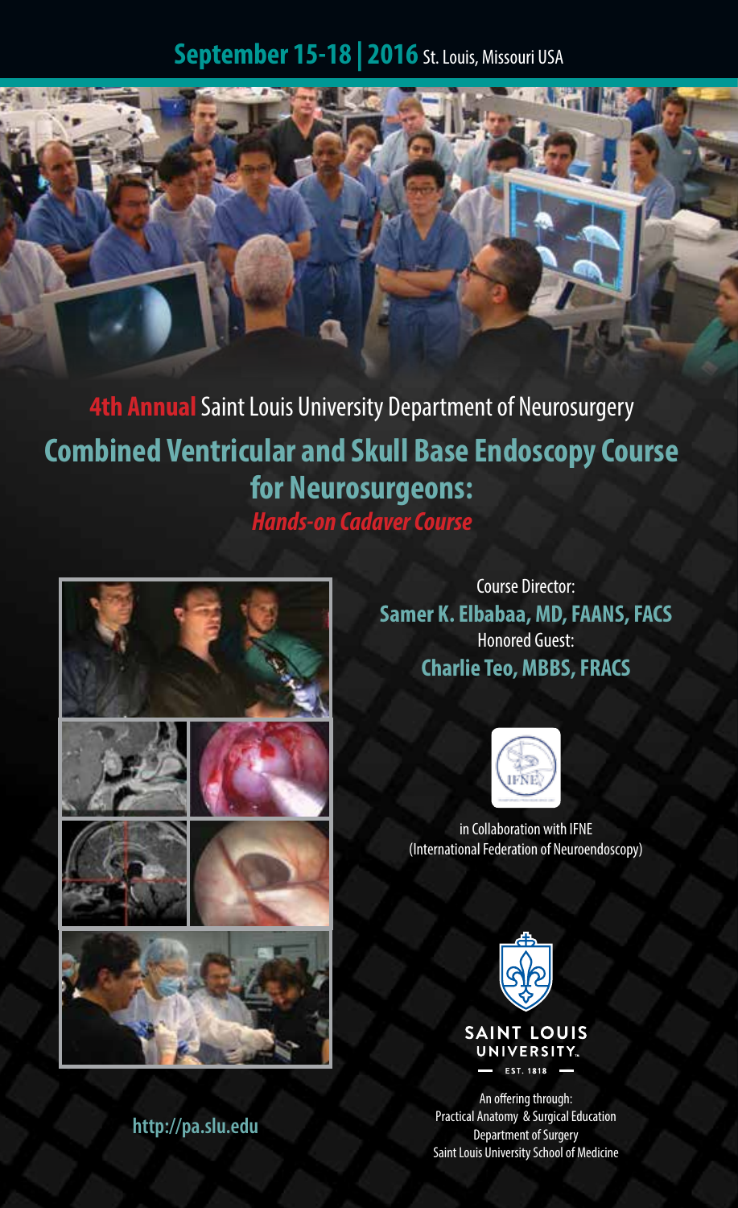**September 15-18 | 2016** St. Louis, Missouri USA

**4th Annual** Saint Louis University Department of Neurosurgery

# Combined Ventricular and Skull Base Endoscopy Course for Neurosurgeons:

***Hands-on Cadaver Course***

Course Director:

**Samer K. Elbabaa, MD, FAANS, FACS**

Honored Guest:

**Charlie Teo, MBBS, FRACS**

in Collaboration with IFNE
(International Federation of Neuroendoscopy)

SAINT LOUIS UNIVERSITY
EST. 1818

An offering through:
Practical Anatomy & Surgical Education
Department of Surgery
Saint Louis University School of Medicine

**http://pa.slu.edu**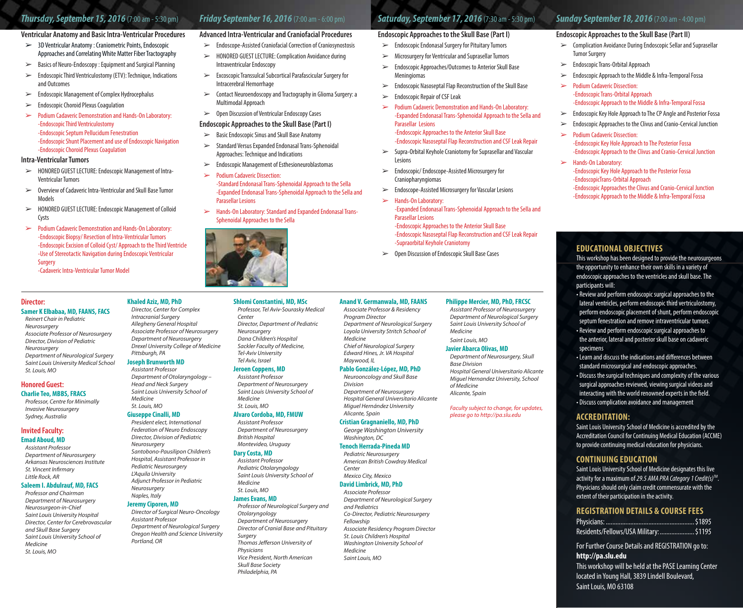## Thursday, September 15, 2016 (7:00 am - 5:30 pm)

### Ventricular Anatomy and Basic Intra-Ventricular Procedures

- 3D Ventricular Anatomy : Craniometric Points, Endoscopic Approaches and Correlating White Matter Fiber Tractography
- Basics of Neuro-Endoscopy : Equipment and Surgical Planning
- Endoscopic Third Ventriculostomy (ETV): Technique, Indications and Outcomes
- Endoscopic Management of Complex Hydrocephalus
- Endoscopic Choroid Plexus Coagulation
- Podium Cadaveric Demonstration and Hands-On Laboratory:
  - -Endoscopic Third Ventriculostomy
  - -Endoscopic Septum Pellucidum Fenestration
  - -Endoscopic Shunt Placement and use of Endoscopic Navigation
  - -Endoscopic Choroid Plexus Coagulation

### Intra-Ventricular Tumors

- HONORED GUEST LECTURE: Endoscopic Management of Intra-Ventricular Tumors
- Overview of Cadaveric Intra-Ventricular and Skull Base Tumor Models
- HONORED GUEST LECTURE: Endoscopic Management of Colloid Cysts
- Podium Cadaveric Demonstration and Hands-On Laboratory:
  - -Endoscopic Biopsy/ Resection of Intra-Ventricular Tumors
  - -Endoscopic Excision of Colloid Cyst/ Approach to the Third Ventricle
  - -Use of Stereotactic Navigation during Endoscopic Ventricular Surgery
  - -Cadaveric Intra-Ventricular Tumor Model

## Friday September 16, 2016 (7:00 am - 6:00 pm)

### Advanced Intra-Ventricular and Craniofacial Procedures

- Endoscope-Assisted Craniofacial Correction of Craniosynostosis
- HONORED GUEST LECTURE: Complication Avoidance during Intraventricular Endoscopy
- Exoscopic Transsulcal Subcortical Parafascicular Surgery for Intracerebral Hemorrhage
- Contact Neuroendoscopy and Tractography in Glioma Surgery: a Multimodal Approach
- Open Discussion of Ventricular Endoscopy Cases

### Endoscopic Approaches to the Skull Base (Part I)

- Basic Endoscopic Sinus and Skull Base Anatomy
- Standard Versus Expanded Endonasal Trans-Sphenoidal Approaches: Technique and Indications
- Endoscopic Management of Esthesioneuroblastomas
- Podium Cadaveric Dissection:
  - -Standard Endonasal Trans-Sphenoidal Approach to the Sella
  - -Expanded Endonasal Trans-Sphenoidal Approach to the Sella and Parasellar Lesions
- Hands-On Laboratory: Standard and Expanded Endonasal Trans-Sphenoidal Approaches to the Sella

## Saturday, September 17, 2016 (7:30 am - 5:30 pm)

### Endoscopic Approaches to the Skull Base (Part I)

- Endoscopic Endonasal Surgery for Pituitary Tumors
- Microsurgery for Ventricular and Suprasellar Tumors
- Endoscopic Approaches/Outcomes to Anterior Skull Base Meningiomas
- Endoscopic Nasoseptal Flap Reconstruction of the Skull Base
- Endoscopic Repair of CSF Leak
- Podium Cadaveric Demonstration and Hands-On Laboratory:
  - -Expanded Endonasal Trans-Sphenoidal Approach to the Sella and Parasellar Lesions
  - -Endoscopic Approaches to the Anterior Skull Base
  - -Endoscopic Nasoseptal Flap Reconstruction and CSF Leak Repair
- Supra-Orbital Keyhole Craniotomy for Suprasellar and Vascular Lesions
- Endoscopic/ Endoscope-Assisted Microsurgery for Craniopharyngiomas
- Endoscope-Assisted Microsurgery for Vascular Lesions
- Hands-On Laboratory:
  - -Expanded Endonasal Trans-Sphenoidal Approach to the Sella and Parasellar Lesions
  - -Endoscopic Approaches to the Anterior Skull Base
  - -Endoscopic Nasoseptal Flap Reconstruction and CSF Leak Repair
  - -Supraorbital Keyhole Craniotomy
- Open Discussion of Endoscopic Skull Base Cases

## Sunday September 18, 2016 (7:00 am - 4:00 pm)

### Endoscopic Approaches to the Skull Base (Part II)

- Complication Avoidance During Endoscopic Sellar and Suprasellar Tumor Surgery
- Endoscopic Trans-Orbital Approach
- Endoscopic Approach to the Middle & Infra-Temporal Fossa
- Podium Cadaveric Dissection:
  - -Endoscopic Trans-Orbital Approach
  - -Endoscopic Approach to the Middle & Infra-Temporal Fossa
- Endoscopic Key Hole Approach to The CP Angle and Posterior Fossa
- Endoscopic Approaches to the Clivus and Cranio-Cervical Junction
- Podium Cadaveric Dissection:
  - -Endoscopic Key Hole Approach to The Posterior Fossa
  - -Endoscopic Approach to the Clivus and Cranio-Cervical Junction
- Hands-On Laboratory:
  - -Endoscopic Key Hole Approach to the Posterior Fossa
  - -EndoscopicTrans-Orbital Approach
  - -Endoscopic Approaches the Clivus and Cranio-Cervical Junction
  - -Endoscopic Approach to the Middle & Infra-Temporal Fossa

## Director:

**Samer K Elbabaa, MD, FAANS, FACS**
*Reinert Chair in Pediatric Neurosurgery*
*Associate Professor of Neurosurgery*
*Director, Division of Pediatric Neurosurgery*
*Department of Neurological Surgery*
*Saint Louis University Medical School*
*St. Louis, MO*

## Honored Guest:

**Charlie Teo, MBBS, FRACS**
*Professor, Centre for Minimally Invasive Neurosurgery*
*Sydney, Australia*

## Invited Faculty:

**Emad Aboud, MD**
*Assistant Professor*
*Department of Neurosurgery*
*Arkansas Neurosciences Institute*
*St. Vincent Infirmary*
*Little Rock, AR*

**Saleem I. Abdulrauf, MD, FACS**
*Professor and Chairman*
*Department of Neurosurgery*
*Neurosurgeon-in-Chief*
*Saint Louis University Hospital*
*Director, Center for Cerebrovascular and Skull Base Surgery*
*Saint Louis University School of Medicine*
*St. Louis, MO*

**Khaled Aziz, MD, PhD**
*Director, Center for Complex Intracranial Surgery*
*Allegheny General Hospital*
*Associate Professor of Neurosurgery*
*Department of Neurosurgery*
*Drexel University College of Medicine*
*Pittsburgh, PA*

**Joseph Brunworth MD**
*Assistant Professor*
*Department of Otolaryngology – Head and Neck Surgery*
*Saint Louis University School of Medicine*
*St. Louis, MO*

**Giuseppe Cinalli, MD**
*President elect, International Federation of Neuro Endoscopy*
*Director, Division of Pediatric Neurosurgery*
*Santobono-Pausilipon Children's Hospital, Assistant Professor in Pediatric Neurosurgery*
*L'Aquila University*
*Adjunct Professor in Pediatric Neurosurgery*
*Naples, Italy*

**Jeremy Ciporen, MD**
*Director of Surgical Neuro-Oncology*
*Assistant Professor*
*Department of Neurological Surgery*
*Oregon Health and Science University*
*Portland, OR*

**Shlomi Constantini, MD, MSc**
*Professor, Tel Aviv-Sourasky Medical Center*
*Director, Department of Pediatric Neurosurgery*
*Dana Children's Hospital*
*Sackler Faculty of Medicine, Tel-Aviv University*
*Tel Aviv, Israel*

**Jeroen Coppens, MD**
*Assistant Professor*
*Department of Neurosurgery*
*Saint Louis University School of Medicine*
*St. Louis, MO*

**Alvaro Cordoba, MD, FMUW**
*Assistant Professor*
*Department of Neurosurgery*
*British Hospital*
*Montevideo, Uruguay*

**Dary Costa, MD**
*Assistant Professor*
*Pediatric Otolaryngology*
*Saint Louis University School of Medicine*
*St. Louis, MO*

**James Evans, MD**
*Professor of Neurological Surgery and Otolaryngology*
*Department of Neurosurgery*
*Director of Cranial Base and Pituitary Surgery*
*Thomas Jefferson University of Physicians*
*Vice President, North American Skull Base Society*
*Philadelphia, PA*

**Anand V. Germanwala, MD, FAANS**
*Associate Professor & Residency Program Director*
*Department of Neurological Surgery*
*Loyola University Stritch School of Medicine*
*Chief of Neurological Surgery*
*Edward Hines, Jr. VA Hospital*
*Maywood, IL*

**Pablo González-López, MD, PhD**
*Neurooncology and Skull Base Division*
*Department of Neurosurgery*
*Hospital General Universitario Alicante*
*Miguel Hernández University*
*Alicante, Spain*

**Cristian Gragnaniello, MD, PhD**
*George Washington University*
*Washington, DC*

**Tenoch Herrada-Pineda MD**
*Pediatric Neurosurgery*
*American British Cowdray Medical Center*
*Mexico City, Mexico*

**David Limbrick, MD, PhD**
*Associate Professor*
*Department of Neurological Surgery and Pediatrics*
*Co-Director, Pediatric Neurosurgery Fellowship*
*Associate Residency Program Director*
*St. Louis Children's Hospital*
*Washington University School of Medicine*
*Saint Louis, MO*

**Philippe Mercier, MD, PhD, FRCSC**
*Assistant Professor of Neurosurgery*
*Department of Neurological Surgery*
*Saint Louis University School of Medicine*
*Saint Louis, MO*

**Javier Abarca Olivas, MD**
*Department of Neurosurgery, Skull Base Division*
*Hospital General Universitario Alicante*
*Miguel Hernandez University, School of Medicine*
*Alicante, Spain*

*Faculty subject to change, for updates, please go to http://pa.slu.edu*

## EDUCATIONAL OBJECTIVES

This workshop has been designed to provide the neurosurgeons the opportunity to enhance their own skills in a variety of endoscopic approaches to the ventricles and skull base. The participants will:

- Review and perform endoscopic surgical approaches to the lateral ventricles, perform endoscopic third verticulostomy, perform endoscopic placement of shunt, perform endoscopic septum fenestration and remove intraventricular tumors.
- Review and perform endoscopic surgical approaches to the anterior, lateral and posterior skull base on cadaveric specimens
- Learn and discuss the indications and differences between standard microsurgical and endoscopic approaches.
- Discuss the surgical techniques and complexity of the various surgical approaches reviewed, viewing surgical videos and interacting with the world renowned experts in the field.
- Discuss complication avoidance and management

## ACCREDITATION:

Saint Louis University School of Medicine is accredited by the Accreditation Council for Continuing Medical Education (ACCME) to provide continuing medical education for physicians.

## CONTINUING EDUCATION

Saint Louis University School of Medicine designates this live activity for a maximum of *29.5 AMA PRA Category 1 Credit(s)™*. Physicians should only claim credit commensurate with the extent of their participation in the activity.

## REGISTRATION DETAILS & COURSE FEES

Physicians: ........................................................ $1895
Residents/Fellows/USA Military: ...................... $1195

For Further Course Details and REGISTRATION go to:
**http://pa.slu.edu**

This workshop will be held at the PASE Learning Center located in Young Hall, 3839 Lindell Boulevard, Saint Louis, MO 63108